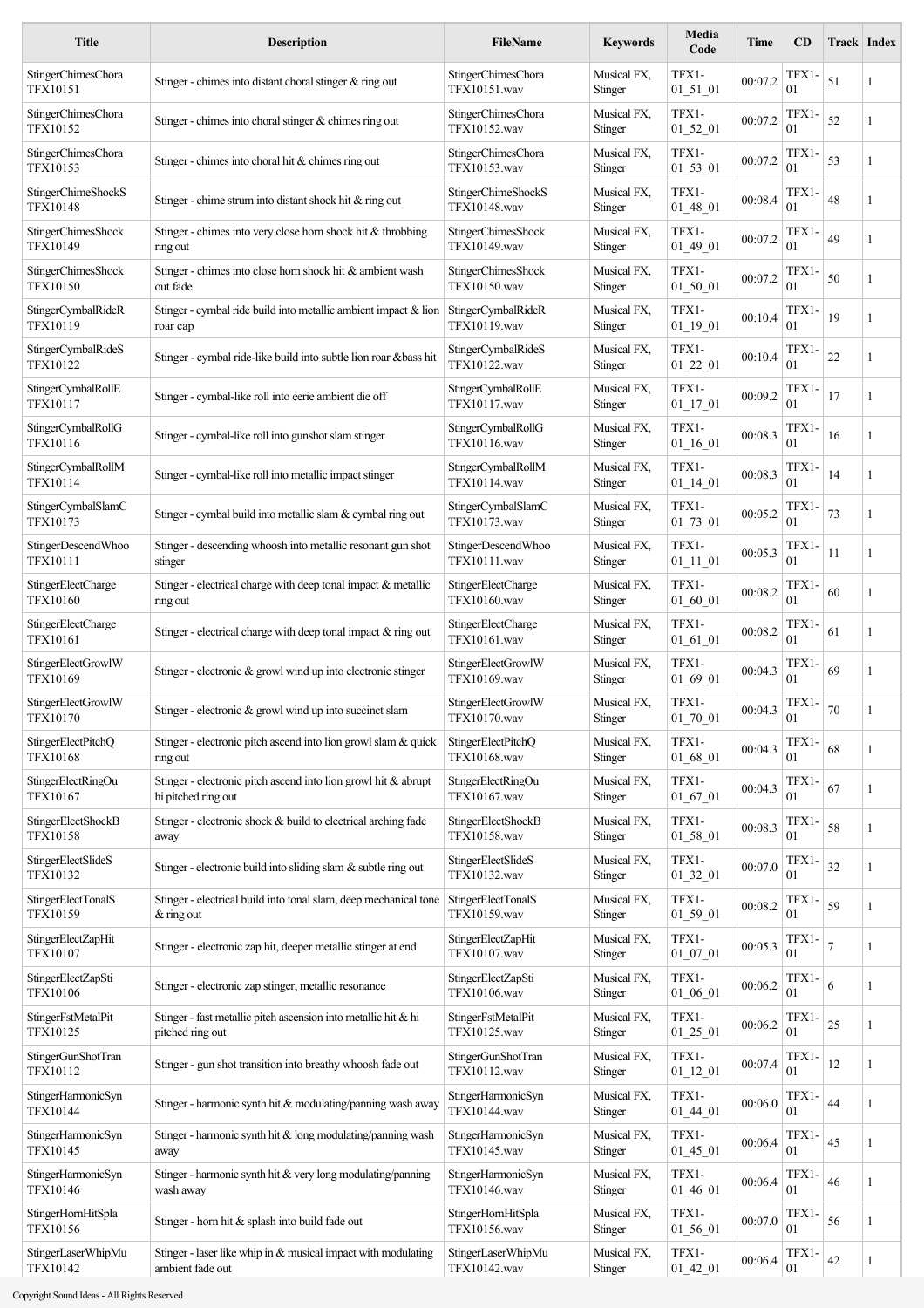| Title | Description | FileName | Keywords | Media Code | Time | CD | Track | Index |
|---|---|---|---|---|---|---|---|---|
| StingerChimesChora TFX10151 | Stinger - chimes into distant choral stinger & ring out | StingerChimesChora TFX10151.wav | Musical FX, Stinger | TFX1-01_51_01 | 00:07.2 | TFX1-01 | 51 | 1 |
| StingerChimesChora TFX10152 | Stinger - chimes into choral stinger & chimes ring out | StingerChimesChora TFX10152.wav | Musical FX, Stinger | TFX1-01_52_01 | 00:07.2 | TFX1-01 | 52 | 1 |
| StingerChimesChora TFX10153 | Stinger - chimes into choral hit & chimes ring out | StingerChimesChora TFX10153.wav | Musical FX, Stinger | TFX1-01_53_01 | 00:07.2 | TFX1-01 | 53 | 1 |
| StingerChimeShockS TFX10148 | Stinger - chime strum into distant shock hit & ring out | StingerChimeShockS TFX10148.wav | Musical FX, Stinger | TFX1-01_48_01 | 00:08.4 | TFX1-01 | 48 | 1 |
| StingerChimesShock TFX10149 | Stinger - chimes into very close horn shock hit & throbbing ring out | StingerChimesShock TFX10149.wav | Musical FX, Stinger | TFX1-01_49_01 | 00:07.2 | TFX1-01 | 49 | 1 |
| StingerChimesShock TFX10150 | Stinger - chimes into close horn shock hit & ambient wash out fade | StingerChimesShock TFX10150.wav | Musical FX, Stinger | TFX1-01_50_01 | 00:07.2 | TFX1-01 | 50 | 1 |
| StingerCymbalRideR TFX10119 | Stinger - cymbal ride build into metallic ambient impact & lion roar cap | StingerCymbalRideR TFX10119.wav | Musical FX, Stinger | TFX1-01_19_01 | 00:10.4 | TFX1-01 | 19 | 1 |
| StingerCymbalRideS TFX10122 | Stinger - cymbal ride-like build into subtle lion roar &bass hit | StingerCymbalRideS TFX10122.wav | Musical FX, Stinger | TFX1-01_22_01 | 00:10.4 | TFX1-01 | 22 | 1 |
| StingerCymbalRollE TFX10117 | Stinger - cymbal-like roll into eerie ambient die off | StingerCymbalRollE TFX10117.wav | Musical FX, Stinger | TFX1-01_17_01 | 00:09.2 | TFX1-01 | 17 | 1 |
| StingerCymbalRollG TFX10116 | Stinger - cymbal-like roll into gunshot slam stinger | StingerCymbalRollG TFX10116.wav | Musical FX, Stinger | TFX1-01_16_01 | 00:08.3 | TFX1-01 | 16 | 1 |
| StingerCymbalRollM TFX10114 | Stinger - cymbal-like roll into metallic impact stinger | StingerCymbalRollM TFX10114.wav | Musical FX, Stinger | TFX1-01_14_01 | 00:08.3 | TFX1-01 | 14 | 1 |
| StingerCymbalSlamC TFX10173 | Stinger - cymbal build into metallic slam & cymbal ring out | StingerCymbalSlamC TFX10173.wav | Musical FX, Stinger | TFX1-01_73_01 | 00:05.2 | TFX1-01 | 73 | 1 |
| StingerDescendWhoo TFX10111 | Stinger - descending whoosh into metallic resonant gun shot stinger | StingerDescendWhoo TFX10111.wav | Musical FX, Stinger | TFX1-01_11_01 | 00:05.3 | TFX1-01 | 11 | 1 |
| StingerElectCharge TFX10160 | Stinger - electrical charge with deep tonal impact & metallic ring out | StingerElectCharge TFX10160.wav | Musical FX, Stinger | TFX1-01_60_01 | 00:08.2 | TFX1-01 | 60 | 1 |
| StingerElectCharge TFX10161 | Stinger - electrical charge with deep tonal impact & ring out | StingerElectCharge TFX10161.wav | Musical FX, Stinger | TFX1-01_61_01 | 00:08.2 | TFX1-01 | 61 | 1 |
| StingerElectGrowlW TFX10169 | Stinger - electronic & growl wind up into electronic stinger | StingerElectGrowlW TFX10169.wav | Musical FX, Stinger | TFX1-01_69_01 | 00:04.3 | TFX1-01 | 69 | 1 |
| StingerElectGrowlW TFX10170 | Stinger - electronic & growl wind up into succinct slam | StingerElectGrowlW TFX10170.wav | Musical FX, Stinger | TFX1-01_70_01 | 00:04.3 | TFX1-01 | 70 | 1 |
| StingerElectPitchQ TFX10168 | Stinger - electronic pitch ascend into lion growl slam & quick ring out | StingerElectPitchQ TFX10168.wav | Musical FX, Stinger | TFX1-01_68_01 | 00:04.3 | TFX1-01 | 68 | 1 |
| StingerElectRingOu TFX10167 | Stinger - electronic pitch ascend into lion growl hit & abrupt hi pitched ring out | StingerElectRingOu TFX10167.wav | Musical FX, Stinger | TFX1-01_67_01 | 00:04.3 | TFX1-01 | 67 | 1 |
| StingerElectShockB TFX10158 | Stinger - electronic shock & build to electrical arching fade away | StingerElectShockB TFX10158.wav | Musical FX, Stinger | TFX1-01_58_01 | 00:08.3 | TFX1-01 | 58 | 1 |
| StingerElectSlideS TFX10132 | Stinger - electronic build into sliding slam & subtle ring out | StingerElectSlideS TFX10132.wav | Musical FX, Stinger | TFX1-01_32_01 | 00:07.0 | TFX1-01 | 32 | 1 |
| StingerElectTonalS TFX10159 | Stinger - electrical build into tonal slam, deep mechanical tone & ring out | StingerElectTonalS TFX10159.wav | Musical FX, Stinger | TFX1-01_59_01 | 00:08.2 | TFX1-01 | 59 | 1 |
| StingerElectZapHit TFX10107 | Stinger - electronic zap hit, deeper metallic stinger at end | StingerElectZapHit TFX10107.wav | Musical FX, Stinger | TFX1-01_07_01 | 00:05.3 | TFX1-01 | 7 | 1 |
| StingerElectZapSti TFX10106 | Stinger - electronic zap stinger, metallic resonance | StingerElectZapSti TFX10106.wav | Musical FX, Stinger | TFX1-01_06_01 | 00:06.2 | TFX1-01 | 6 | 1 |
| StingerFstMetalPit TFX10125 | Stinger - fast metallic pitch ascension into metallic hit & hi pitched ring out | StingerFstMetalPit TFX10125.wav | Musical FX, Stinger | TFX1-01_25_01 | 00:06.2 | TFX1-01 | 25 | 1 |
| StingerGunShotTran TFX10112 | Stinger - gun shot transition into breathy whoosh fade out | StingerGunShotTran TFX10112.wav | Musical FX, Stinger | TFX1-01_12_01 | 00:07.4 | TFX1-01 | 12 | 1 |
| StingerHarmonicSyn TFX10144 | Stinger - harmonic synth hit & modulating/panning wash away | StingerHarmonicSyn TFX10144.wav | Musical FX, Stinger | TFX1-01_44_01 | 00:06.0 | TFX1-01 | 44 | 1 |
| StingerHarmonicSyn TFX10145 | Stinger - harmonic synth hit & long modulating/panning wash away | StingerHarmonicSyn TFX10145.wav | Musical FX, Stinger | TFX1-01_45_01 | 00:06.4 | TFX1-01 | 45 | 1 |
| StingerHarmonicSyn TFX10146 | Stinger - harmonic synth hit & very long modulating/panning wash away | StingerHarmonicSyn TFX10146.wav | Musical FX, Stinger | TFX1-01_46_01 | 00:06.4 | TFX1-01 | 46 | 1 |
| StingerHornHitSpla TFX10156 | Stinger - horn hit & splash into build fade out | StingerHornHitSpla TFX10156.wav | Musical FX, Stinger | TFX1-01_56_01 | 00:07.0 | TFX1-01 | 56 | 1 |
| StingerLaserWhipMu TFX10142 | Stinger - laser like whip in & musical impact with modulating ambient fade out | StingerLaserWhipMu TFX10142.wav | Musical FX, Stinger | TFX1-01_42_01 | 00:06.4 | TFX1-01 | 42 | 1 |

Copyright Sound Ideas - All Rights Reserved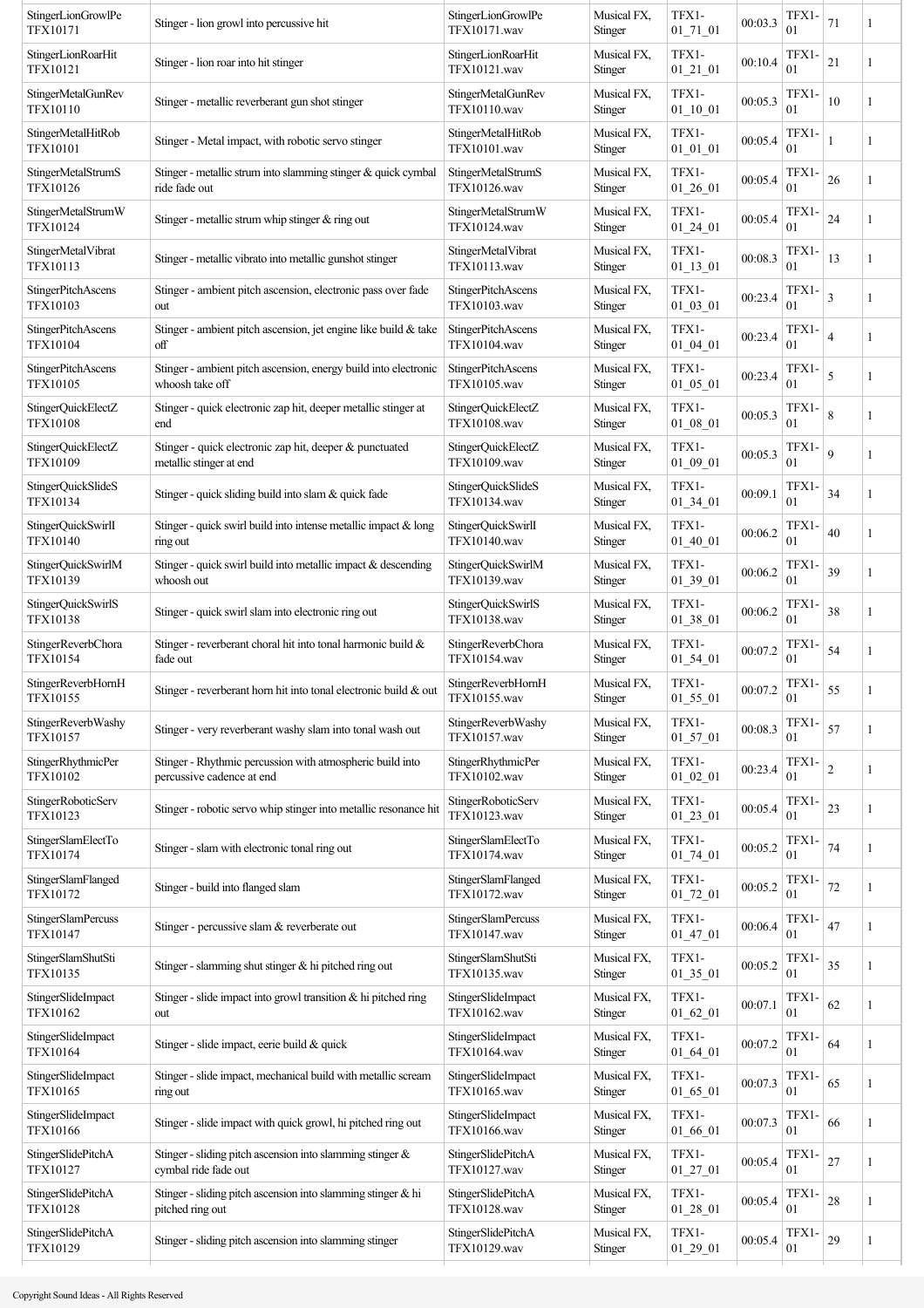| | | | | | | | | |
|---|---|---|---|---|---|---|---|---|
| StingerLionGrowlPe TFX10171 | Stinger - lion growl into percussive hit | StingerLionGrowlPe TFX10171.wav | Musical FX, Stinger | TFX1-01_71_01 | 00:03.3 | TFX1-01 | 71 | 1 |
| StingerLionRoarHit TFX10121 | Stinger - lion roar into hit stinger | StingerLionRoarHit TFX10121.wav | Musical FX, Stinger | TFX1-01_21_01 | 00:10.4 | TFX1-01 | 21 | 1 |
| StingerMetalGunRev TFX10110 | Stinger - metallic reverberant gun shot stinger | StingerMetalGunRev TFX10110.wav | Musical FX, Stinger | TFX1-01_10_01 | 00:05.3 | TFX1-01 | 10 | 1 |
| StingerMetalHitRob TFX10101 | Stinger - Metal impact, with robotic servo stinger | StingerMetalHitRob TFX10101.wav | Musical FX, Stinger | TFX1-01_01_01 | 00:05.4 | TFX1-01 | 1 | 1 |
| StingerMetalStrumS TFX10126 | Stinger - metallic strum into slamming stinger & quick cymbal ride fade out | StingerMetalStrumS TFX10126.wav | Musical FX, Stinger | TFX1-01_26_01 | 00:05.4 | TFX1-01 | 26 | 1 |
| StingerMetalStrumW TFX10124 | Stinger - metallic strum whip stinger & ring out | StingerMetalStrumW TFX10124.wav | Musical FX, Stinger | TFX1-01_24_01 | 00:05.4 | TFX1-01 | 24 | 1 |
| StingerMetalVibrat TFX10113 | Stinger - metallic vibrato into metallic gunshot stinger | StingerMetalVibrat TFX10113.wav | Musical FX, Stinger | TFX1-01_13_01 | 00:08.3 | TFX1-01 | 13 | 1 |
| StingerPitchAscens TFX10103 | Stinger - ambient pitch ascension, electronic pass over fade out | StingerPitchAscens TFX10103.wav | Musical FX, Stinger | TFX1-01_03_01 | 00:23.4 | TFX1-01 | 3 | 1 |
| StingerPitchAscens TFX10104 | Stinger - ambient pitch ascension, jet engine like build & take off | StingerPitchAscens TFX10104.wav | Musical FX, Stinger | TFX1-01_04_01 | 00:23.4 | TFX1-01 | 4 | 1 |
| StingerPitchAscens TFX10105 | Stinger - ambient pitch ascension, energy build into electronic whoosh take off | StingerPitchAscens TFX10105.wav | Musical FX, Stinger | TFX1-01_05_01 | 00:23.4 | TFX1-01 | 5 | 1 |
| StingerQuickElectZ TFX10108 | Stinger - quick electronic zap hit, deeper metallic stinger at end | StingerQuickElectZ TFX10108.wav | Musical FX, Stinger | TFX1-01_08_01 | 00:05.3 | TFX1-01 | 8 | 1 |
| StingerQuickElectZ TFX10109 | Stinger - quick electronic zap hit, deeper & punctuated metallic stinger at end | StingerQuickElectZ TFX10109.wav | Musical FX, Stinger | TFX1-01_09_01 | 00:05.3 | TFX1-01 | 9 | 1 |
| StingerQuickSlideS TFX10134 | Stinger - quick sliding build into slam & quick fade | StingerQuickSlideS TFX10134.wav | Musical FX, Stinger | TFX1-01_34_01 | 00:09.1 | TFX1-01 | 34 | 1 |
| StingerQuickSwirlI TFX10140 | Stinger - quick swirl build into intense metallic impact & long ring out | StingerQuickSwirlI TFX10140.wav | Musical FX, Stinger | TFX1-01_40_01 | 00:06.2 | TFX1-01 | 40 | 1 |
| StingerQuickSwirlM TFX10139 | Stinger - quick swirl build into metallic impact & descending whoosh out | StingerQuickSwirlM TFX10139.wav | Musical FX, Stinger | TFX1-01_39_01 | 00:06.2 | TFX1-01 | 39 | 1 |
| StingerQuickSwirlS TFX10138 | Stinger - quick swirl slam into electronic ring out | StingerQuickSwirlS TFX10138.wav | Musical FX, Stinger | TFX1-01_38_01 | 00:06.2 | TFX1-01 | 38 | 1 |
| StingerReverbChora TFX10154 | Stinger - reverberant choral hit into tonal harmonic build & fade out | StingerReverbChora TFX10154.wav | Musical FX, Stinger | TFX1-01_54_01 | 00:07.2 | TFX1-01 | 54 | 1 |
| StingerReverbHornH TFX10155 | Stinger - reverberant horn hit into tonal electronic build & out | StingerReverbHornH TFX10155.wav | Musical FX, Stinger | TFX1-01_55_01 | 00:07.2 | TFX1-01 | 55 | 1 |
| StingerReverbWashy TFX10157 | Stinger - very reverberant washy slam into tonal wash out | StingerReverbWashy TFX10157.wav | Musical FX, Stinger | TFX1-01_57_01 | 00:08.3 | TFX1-01 | 57 | 1 |
| StingerRhythmicPer TFX10102 | Stinger - Rhythmic percussion with atmospheric build into percussive cadence at end | StingerRhythmicPer TFX10102.wav | Musical FX, Stinger | TFX1-01_02_01 | 00:23.4 | TFX1-01 | 2 | 1 |
| StingerRoboticServ TFX10123 | Stinger - robotic servo whip stinger into metallic resonance hit | StingerRoboticServ TFX10123.wav | Musical FX, Stinger | TFX1-01_23_01 | 00:05.4 | TFX1-01 | 23 | 1 |
| StingerSlamElectTo TFX10174 | Stinger - slam with electronic tonal ring out | StingerSlamElectTo TFX10174.wav | Musical FX, Stinger | TFX1-01_74_01 | 00:05.2 | TFX1-01 | 74 | 1 |
| StingerSlamFlanged TFX10172 | Stinger - build into flanged slam | StingerSlamFlanged TFX10172.wav | Musical FX, Stinger | TFX1-01_72_01 | 00:05.2 | TFX1-01 | 72 | 1 |
| StingerSlamPercuss TFX10147 | Stinger - percussive slam & reverberate out | StingerSlamPercuss TFX10147.wav | Musical FX, Stinger | TFX1-01_47_01 | 00:06.4 | TFX1-01 | 47 | 1 |
| StingerSlamShutSti TFX10135 | Stinger - slamming shut stinger & hi pitched ring out | StingerSlamShutSti TFX10135.wav | Musical FX, Stinger | TFX1-01_35_01 | 00:05.2 | TFX1-01 | 35 | 1 |
| StingerSlideImpact TFX10162 | Stinger - slide impact into growl transition & hi pitched ring out | StingerSlideImpact TFX10162.wav | Musical FX, Stinger | TFX1-01_62_01 | 00:07.1 | TFX1-01 | 62 | 1 |
| StingerSlideImpact TFX10164 | Stinger - slide impact, eerie build & quick | StingerSlideImpact TFX10164.wav | Musical FX, Stinger | TFX1-01_64_01 | 00:07.2 | TFX1-01 | 64 | 1 |
| StingerSlideImpact TFX10165 | Stinger - slide impact, mechanical build with metallic scream ring out | StingerSlideImpact TFX10165.wav | Musical FX, Stinger | TFX1-01_65_01 | 00:07.3 | TFX1-01 | 65 | 1 |
| StingerSlideImpact TFX10166 | Stinger - slide impact with quick growl, hi pitched ring out | StingerSlideImpact TFX10166.wav | Musical FX, Stinger | TFX1-01_66_01 | 00:07.3 | TFX1-01 | 66 | 1 |
| StingerSlidePitchA TFX10127 | Stinger - sliding pitch ascension into slamming stinger & cymbal ride fade out | StingerSlidePitchA TFX10127.wav | Musical FX, Stinger | TFX1-01_27_01 | 00:05.4 | TFX1-01 | 27 | 1 |
| StingerSlidePitchA TFX10128 | Stinger - sliding pitch ascension into slamming stinger & hi pitched ring out | StingerSlidePitchA TFX10128.wav | Musical FX, Stinger | TFX1-01_28_01 | 00:05.4 | TFX1-01 | 28 | 1 |
| StingerSlidePitchA TFX10129 | Stinger - sliding pitch ascension into slamming stinger | StingerSlidePitchA TFX10129.wav | Musical FX, Stinger | TFX1-01_29_01 | 00:05.4 | TFX1-01 | 29 | 1 |

Copyright Sound Ideas - All Rights Reserved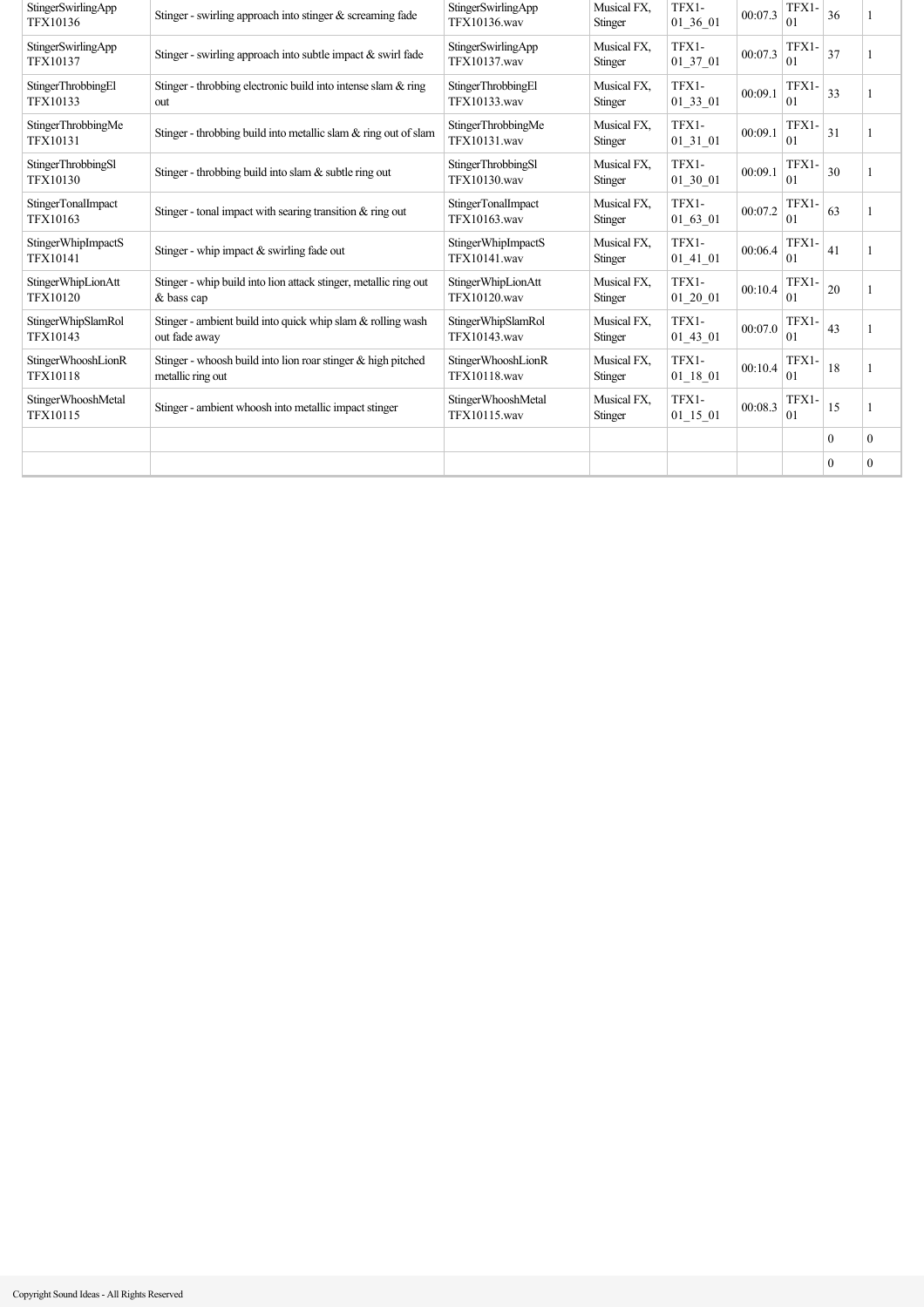| | | | | | | | | |
|---|---|---|---|---|---|---|---|---|
| StingerSwirlingApp TFX10136 | Stinger - swirling approach into stinger & screaming fade | StingerSwirlingApp TFX10136.wav | Musical FX, Stinger | TFX1-01_36_01 | 00:07.3 | TFX1-01 | 36 | 1 |
| StingerSwirlingApp TFX10137 | Stinger - swirling approach into subtle impact & swirl fade | StingerSwirlingApp TFX10137.wav | Musical FX, Stinger | TFX1-01_37_01 | 00:07.3 | TFX1-01 | 37 | 1 |
| StingerThrobbingEl TFX10133 | Stinger - throbbing electronic build into intense slam & ring out | StingerThrobbingEl TFX10133.wav | Musical FX, Stinger | TFX1-01_33_01 | 00:09.1 | TFX1-01 | 33 | 1 |
| StingerThrobbingMe TFX10131 | Stinger - throbbing build into metallic slam & ring out of slam | StingerThrobbingMe TFX10131.wav | Musical FX, Stinger | TFX1-01_31_01 | 00:09.1 | TFX1-01 | 31 | 1 |
| StingerThrobbingSl TFX10130 | Stinger - throbbing build into slam & subtle ring out | StingerThrobbingSl TFX10130.wav | Musical FX, Stinger | TFX1-01_30_01 | 00:09.1 | TFX1-01 | 30 | 1 |
| StingerTonalImpact TFX10163 | Stinger - tonal impact with searing transition & ring out | StingerTonalImpact TFX10163.wav | Musical FX, Stinger | TFX1-01_63_01 | 00:07.2 | TFX1-01 | 63 | 1 |
| StingerWhipImpactS TFX10141 | Stinger - whip impact & swirling fade out | StingerWhipImpactS TFX10141.wav | Musical FX, Stinger | TFX1-01_41_01 | 00:06.4 | TFX1-01 | 41 | 1 |
| StingerWhipLionAtt TFX10120 | Stinger - whip build into lion attack stinger, metallic ring out & bass cap | StingerWhipLionAtt TFX10120.wav | Musical FX, Stinger | TFX1-01_20_01 | 00:10.4 | TFX1-01 | 20 | 1 |
| StingerWhipSlamRol TFX10143 | Stinger - ambient build into quick whip slam & rolling wash out fade away | StingerWhipSlamRol TFX10143.wav | Musical FX, Stinger | TFX1-01_43_01 | 00:07.0 | TFX1-01 | 43 | 1 |
| StingerWhooshLionR TFX10118 | Stinger - whoosh build into lion roar stinger & high pitched metallic ring out | StingerWhooshLionR TFX10118.wav | Musical FX, Stinger | TFX1-01_18_01 | 00:10.4 | TFX1-01 | 18 | 1 |
| StingerWhooshMetal TFX10115 | Stinger - ambient whoosh into metallic impact stinger | StingerWhooshMetal TFX10115.wav | Musical FX, Stinger | TFX1-01_15_01 | 00:08.3 | TFX1-01 | 15 | 1 |
| | | | | | | | 0 | 0 |
| | | | | | | | 0 | 0 |

Copyright Sound Ideas - All Rights Reserved